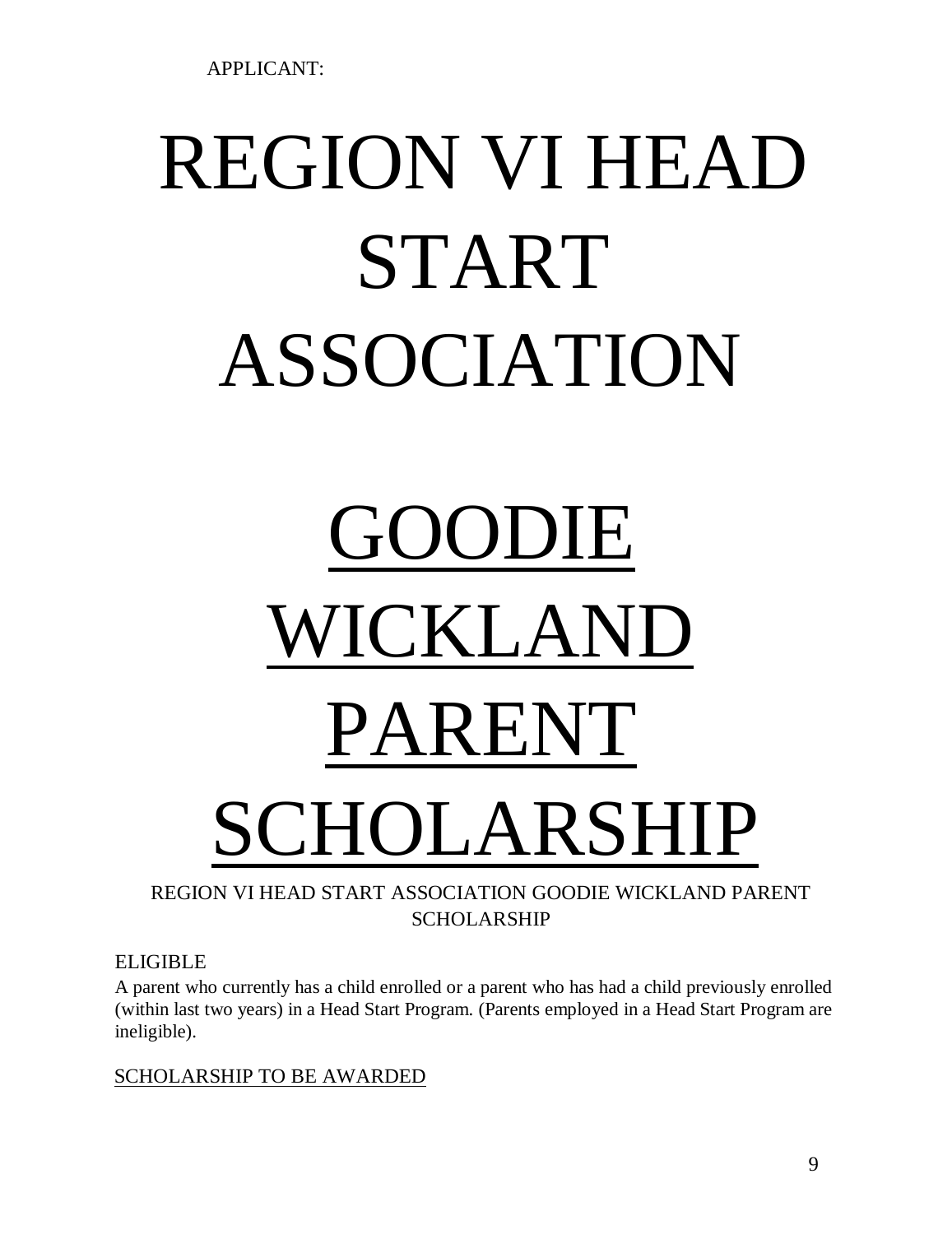APPLICANT:

# REGION VI HEAD START ASSOCIATION

# GOODIE WICKLAND PARENT SCHOLARSHIP

REGION VI HEAD START ASSOCIATION GOODIE WICKLAND PARENT SCHOLARSHIP

ELIGIBLE

A parent who currently has a child enrolled or a parent who has had a child previously enrolled (within last two years) in a Head Start Program. (Parents employed in a Head Start Program are ineligible).

SCHOLARSHIP TO BE AWARDED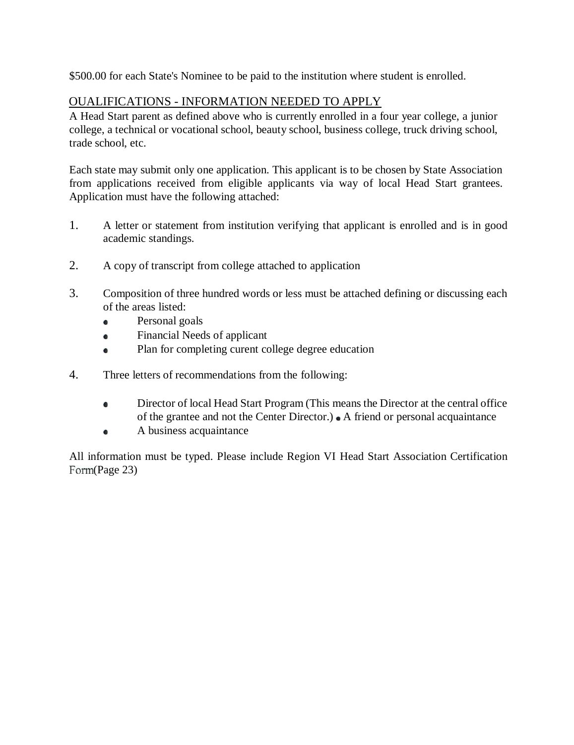$500.00 for each State's Nominee to be paid to the institution where student is enrolled.

OUALIFICATIONS - INFORMATION NEEDED TO APPLY

A Head Start parent as defined above who is currently enrolled in a four year college, a junior college, a technical or vocational school, beauty school, business college, truck driving school, trade school, etc.

Each state may submit only one application. This applicant is to be chosen by State Association from applications received from eligible applicants via way of local Head Start grantees. Application must have the following attached:

1. A letter or statement from institution verifying that applicant is enrolled and is in good academic standings.

2. A copy of transcript from college attached to application

3. Composition of three hundred words or less must be attached defining or discussing each of the areas listed:
   - Personal goals
   - Financial Needs of applicant
   - Plan for completing curent college degree education

4. Three letters of recommendations from the following:
   - Director of local Head Start Program (This means the Director at the central office of the grantee and not the Center Director.) ● A friend or personal acquaintance
   - A business acquaintance

All information must be typed. Please include Region VI Head Start Association Certification Form(Page 23)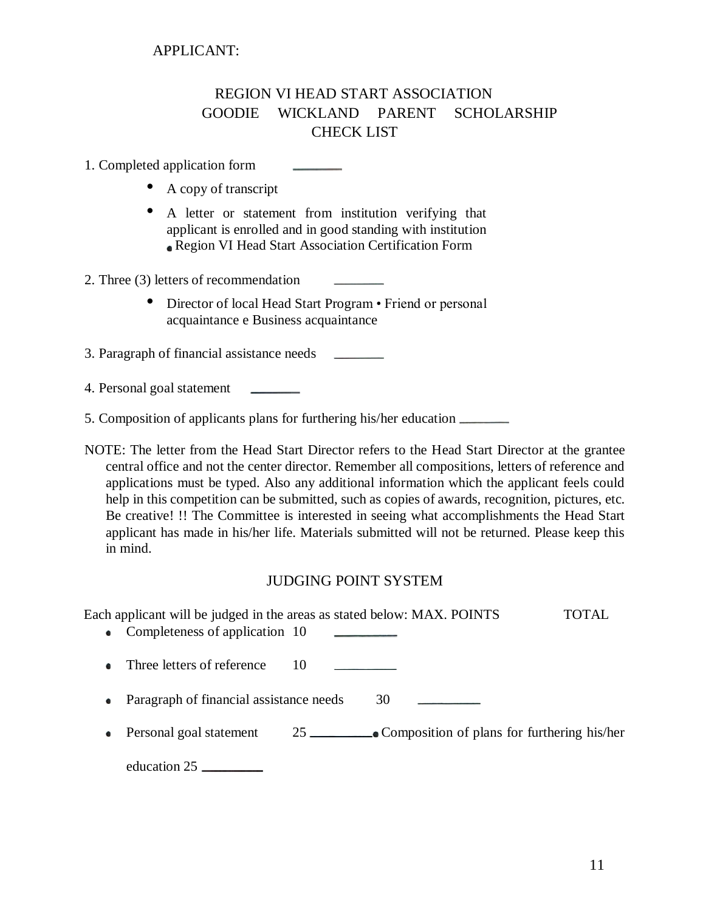APPLICANT:

# REGION VI HEAD START ASSOCIATION
## GOODIE WICKLAND PARENT SCHOLARSHIP
## CHECK LIST

1. Completed application form _______
   - A copy of transcript
   - A letter or statement from institution verifying that applicant is enrolled and in good standing with institution
   - Region VI Head Start Association Certification Form

2. Three (3) letters of recommendation _______
   - Director of local Head Start Program • Friend or personal acquaintance e Business acquaintance

3. Paragraph of financial assistance needs _______

4. Personal goal statement _______

5. Composition of applicants plans for furthering his/her education _______

NOTE: The letter from the Head Start Director refers to the Head Start Director at the grantee central office and not the center director. Remember all compositions, letters of reference and applications must be typed. Also any additional information which the applicant feels could help in this competition can be submitted, such as copies of awards, recognition, pictures, etc. Be creative! !! The Committee is interested in seeing what accomplishments the Head Start applicant has made in his/her life. Materials submitted will not be returned. Please keep this in mind.

## JUDGING POINT SYSTEM

Each applicant will be judged in the areas as stated below: MAX. POINTS TOTAL

- Completeness of application 10 _________
- Three letters of reference 10 _________
- Paragraph of financial assistance needs 30 _________
- Personal goal statement 25 _________
- Composition of plans for furthering his/her education 25 _________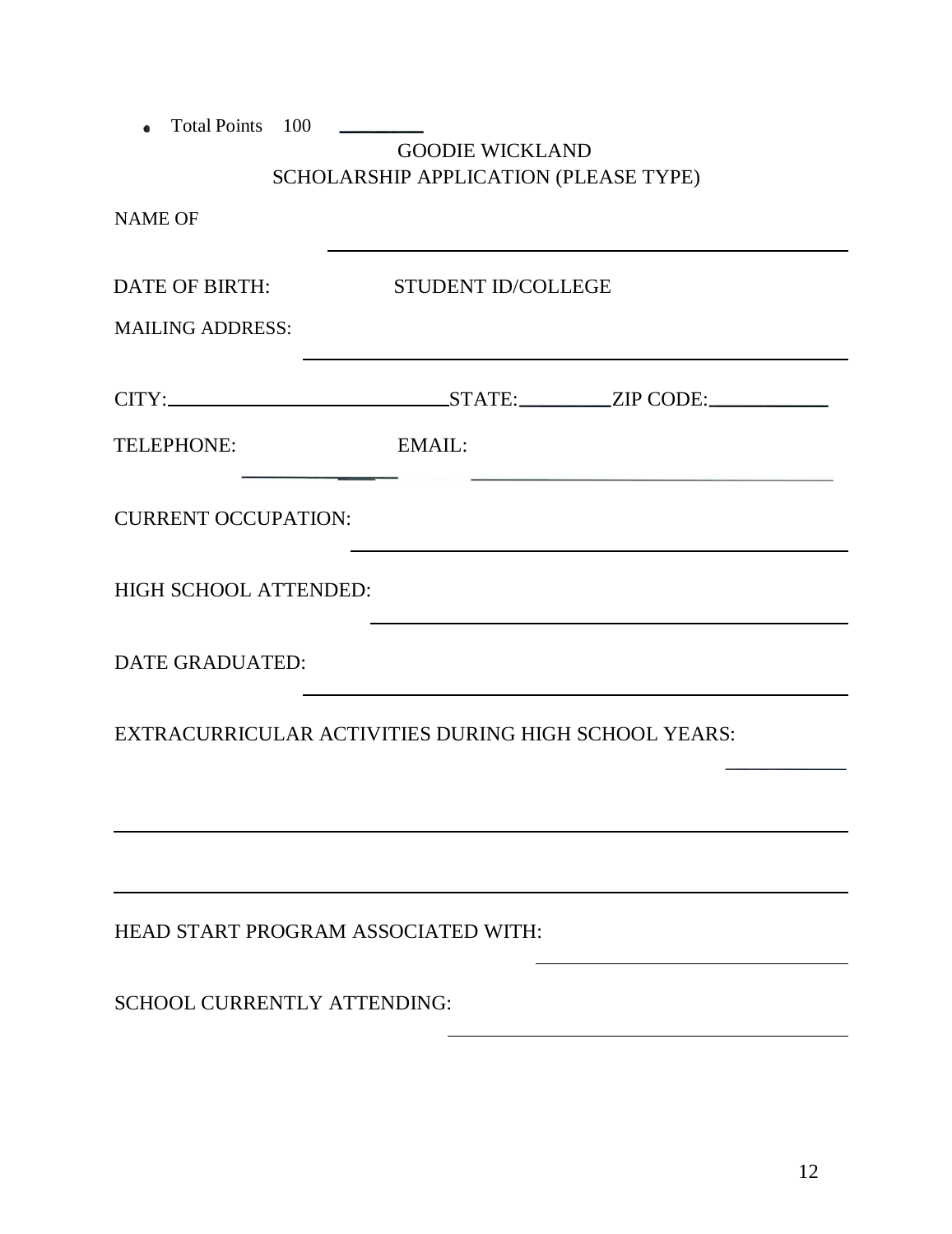- Total Points 100 ________

GOODIE WICKLAND
SCHOLARSHIP APPLICATION (PLEASE TYPE)

NAME OF ______________________________________________

DATE OF BIRTH: STUDENT ID/COLLEGE

MAILING ADDRESS: ______________________________________________

CITY:____________________________STATE:_________ZIP CODE:____________

TELEPHONE: ______________ EMAIL: ______________________________________

CURRENT OCCUPATION: ______________________________________________

HIGH SCHOOL ATTENDED: ______________________________________________

DATE GRADUATED: ______________________________________________

EXTRACURRICULAR ACTIVITIES DURING HIGH SCHOOL YEARS: ____________

______________________________________________________________________

______________________________________________________________________

HEAD START PROGRAM ASSOCIATED WITH: ______________________________

SCHOOL CURRENTLY ATTENDING: ______________________________________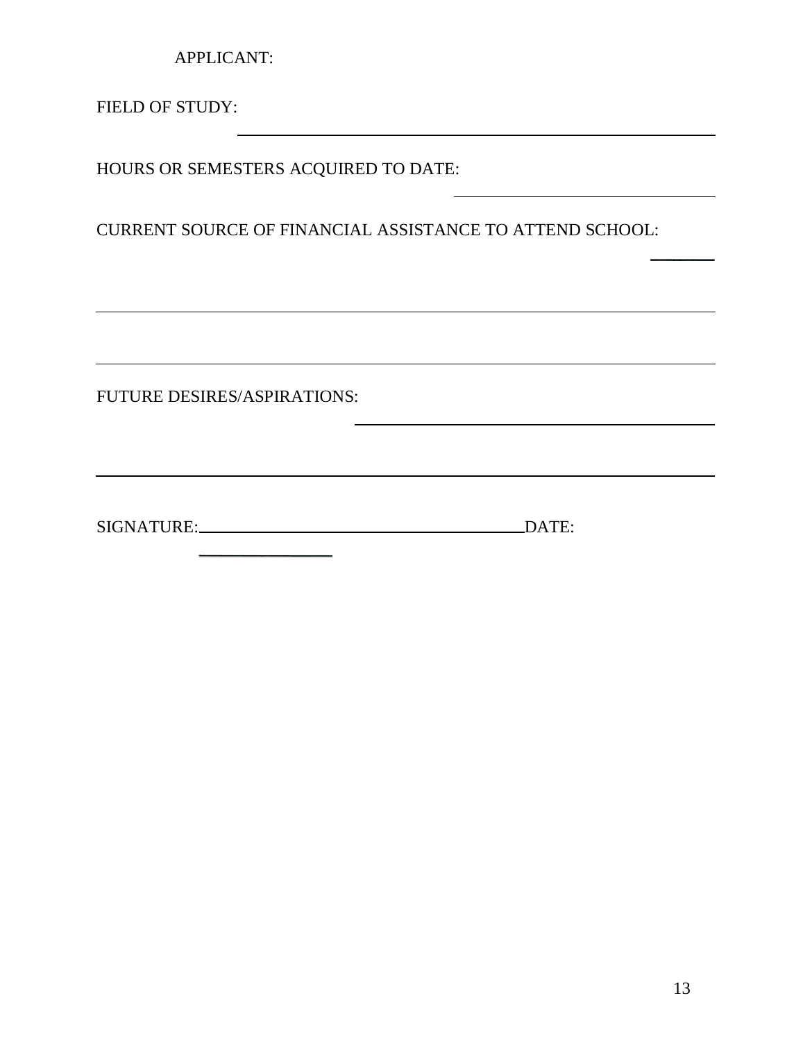APPLICANT:

FIELD OF STUDY: ______________________________________________

HOURS OR SEMESTERS ACQUIRED TO DATE: __________________________

CURRENT SOURCE OF FINANCIAL ASSISTANCE TO ATTEND SCHOOL: ______

______________________________________________________________

______________________________________________________________

FUTURE DESIRES/ASPIRATIONS: ________________________________

______________________________________________________________

SIGNATURE: ____________________________________ DATE: ______________